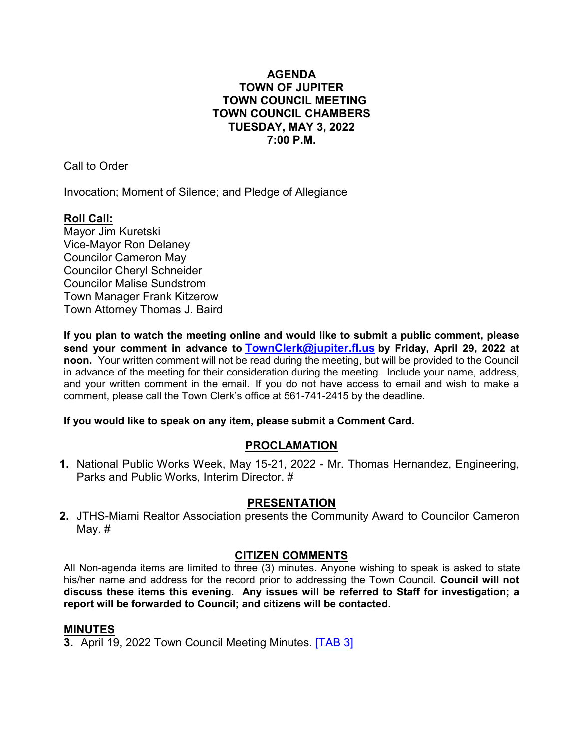# AGENDA
# TOWN OF JUPITER
# TOWN COUNCIL MEETING
# TOWN COUNCIL CHAMBERS
# TUESDAY, MAY 3, 2022
# 7:00 P.M.

Call to Order

Invocation; Moment of Silence; and Pledge of Allegiance

**Roll Call:**

Mayor Jim Kuretski
Vice-Mayor Ron Delaney
Councilor Cameron May
Councilor Cheryl Schneider
Councilor Malise Sundstrom
Town Manager Frank Kitzerow
Town Attorney Thomas J. Baird

**If you plan to watch the meeting online and would like to submit a public comment, please send your comment in advance to [TownClerk@jupiter.fl.us](mailto:TownClerk@jupiter.fl.us) by Friday, April 29, 2022 at noon.** Your written comment will not be read during the meeting, but will be provided to the Council in advance of the meeting for their consideration during the meeting. Include your name, address, and your written comment in the email. If you do not have access to email and wish to make a comment, please call the Town Clerk's office at 561-741-2415 by the deadline.

**If you would like to speak on any item, please submit a Comment Card.**

## PROCLAMATION

1. National Public Works Week, May 15-21, 2022 - Mr. Thomas Hernandez, Engineering, Parks and Public Works, Interim Director. #

## PRESENTATION

2. JTHS-Miami Realtor Association presents the Community Award to Councilor Cameron May. #

## CITIZEN COMMENTS

All Non-agenda items are limited to three (3) minutes. Anyone wishing to speak is asked to state his/her name and address for the record prior to addressing the Town Council. **Council will not discuss these items this evening. Any issues will be referred to Staff for investigation; a report will be forwarded to Council; and citizens will be contacted.**

## MINUTES

3. April 19, 2022 Town Council Meeting Minutes. [TAB 3]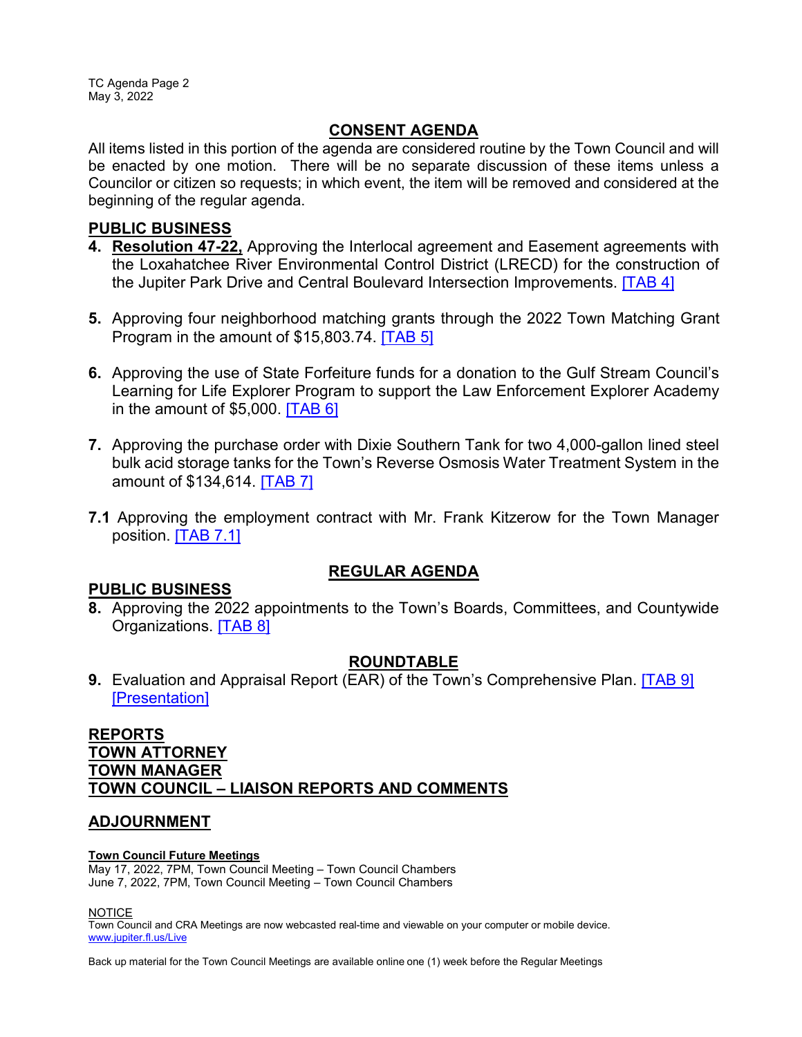## CONSENT AGENDA

All items listed in this portion of the agenda are considered routine by the Town Council and will be enacted by one motion. There will be no separate discussion of these items unless a Councilor or citizen so requests; in which event, the item will be removed and considered at the beginning of the regular agenda.

### PUBLIC BUSINESS

**4. Resolution 47-22,** Approving the Interlocal agreement and Easement agreements with the Loxahatchee River Environmental Control District (LRECD) for the construction of the Jupiter Park Drive and Central Boulevard Intersection Improvements. [TAB 4]

**5.** Approving four neighborhood matching grants through the 2022 Town Matching Grant Program in the amount of $15,803.74. [TAB 5]

**6.** Approving the use of State Forfeiture funds for a donation to the Gulf Stream Council's Learning for Life Explorer Program to support the Law Enforcement Explorer Academy in the amount of $5,000. [TAB 6]

**7.** Approving the purchase order with Dixie Southern Tank for two 4,000-gallon lined steel bulk acid storage tanks for the Town's Reverse Osmosis Water Treatment System in the amount of $134,614. [TAB 7]

**7.1** Approving the employment contract with Mr. Frank Kitzerow for the Town Manager position. [TAB 7.1]

## REGULAR AGENDA

### PUBLIC BUSINESS

**8.** Approving the 2022 appointments to the Town's Boards, Committees, and Countywide Organizations. [TAB 8]

## ROUNDTABLE

**9.** Evaluation and Appraisal Report (EAR) of the Town's Comprehensive Plan. [TAB 9] [Presentation]

### REPORTS

### TOWN ATTORNEY

### TOWN MANAGER

### TOWN COUNCIL – LIAISON REPORTS AND COMMENTS

### ADJOURNMENT

**Town Council Future Meetings**
May 17, 2022, 7PM, Town Council Meeting – Town Council Chambers
June 7, 2022, 7PM, Town Council Meeting – Town Council Chambers

NOTICE
Town Council and CRA Meetings are now webcasted real-time and viewable on your computer or mobile device.
www.jupiter.fl.us/Live

Back up material for the Town Council Meetings are available online one (1) week before the Regular Meetings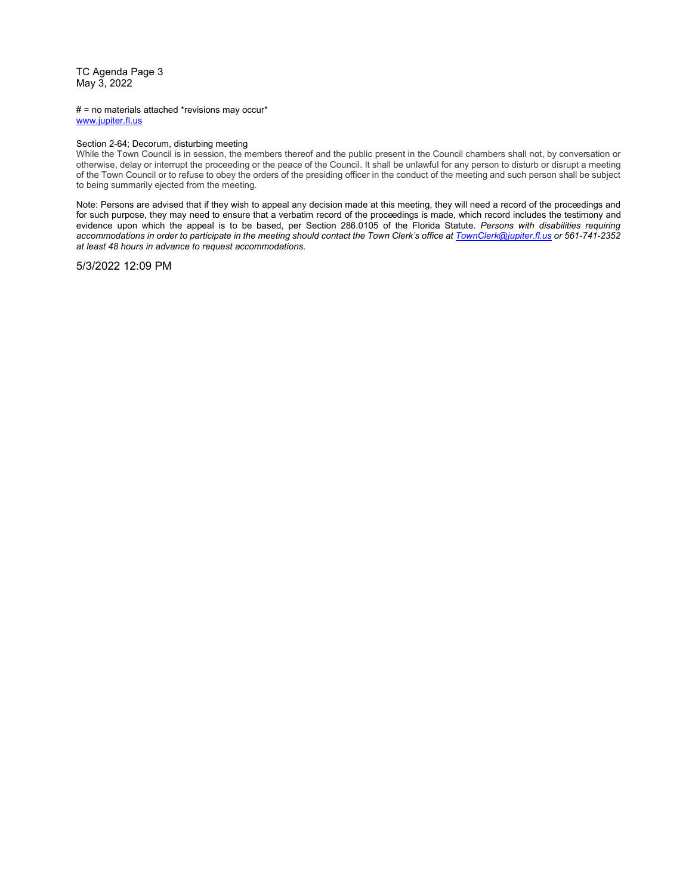# = no materials attached *revisions may occur*
www.jupiter.fl.us

Section 2-64; Decorum, disturbing meeting

While the Town Council is in session, the members thereof and the public present in the Council chambers shall not, by conversation or otherwise, delay or interrupt the proceeding or the peace of the Council. It shall be unlawful for any person to disturb or disrupt a meeting of the Town Council or to refuse to obey the orders of the presiding officer in the conduct of the meeting and such person shall be subject to being summarily ejected from the meeting.

Note: Persons are advised that if they wish to appeal any decision made at this meeting, they will need a record of the proceedings and for such purpose, they may need to ensure that a verbatim record of the proceedings is made, which record includes the testimony and evidence upon which the appeal is to be based, per Section 286.0105 of the Florida Statute. *Persons with disabilities requiring accommodations in order to participate in the meeting should contact the Town Clerk's office at TownClerk@jupiter.fl.us or 561-741-2352 at least 48 hours in advance to request accommodations.*

5/3/2022 12:09 PM